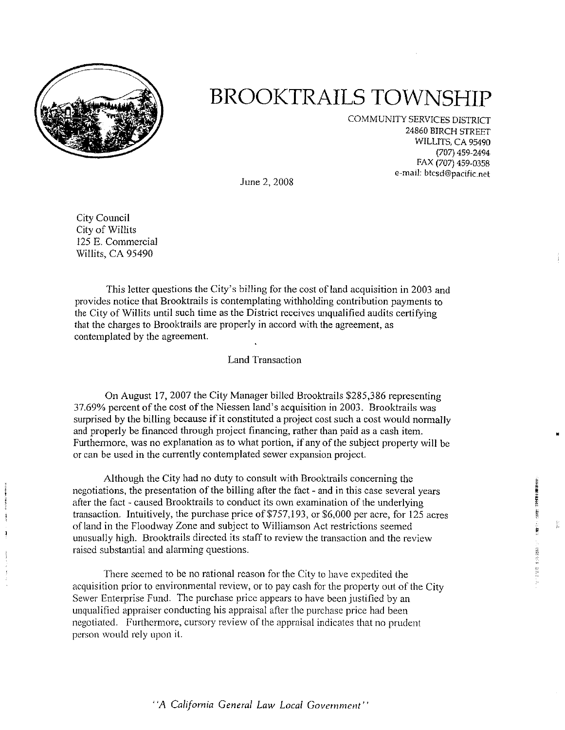# BROOKTRAILS TOWNSHIP

COMMUNITY SERVICES DISTRICT
24860 BIRCH STREET
WILLITS, CA 95490
(707) 459-2494
FAX (707) 459-0358
e-mail: btcsd@pacific.net

June 2, 2008

City Council
City of Willits
125 E. Commercial
Willits, CA 95490

This letter questions the City's billing for the cost of land acquisition in 2003 and provides notice that Brooktrails is contemplating withholding contribution payments to the City of Willits until such time as the District receives unqualified audits certifying that the charges to Brooktrails are properly in accord with the agreement, as contemplated by the agreement.

Land Transaction

On August 17, 2007 the City Manager billed Brooktrails $285,386 representing 37.69% percent of the cost of the Niessen land's acquisition in 2003. Brooktrails was surprised by the billing because if it constituted a project cost such a cost would normally and properly be financed through project financing, rather than paid as a cash item. Furthermore, was no explanation as to what portion, if any of the subject property will be or can be used in the currently contemplated sewer expansion project.

Although the City had no duty to consult with Brooktrails concerning the negotiations, the presentation of the billing after the fact - and in this case several years after the fact - caused Brooktrails to conduct its own examination of the underlying transaction. Intuitively, the purchase price of $757,193, or $6,000 per acre, for 125 acres of land in the Floodway Zone and subject to Williamson Act restrictions seemed unusually high. Brooktrails directed its staff to review the transaction and the review raised substantial and alarming questions.

There seemed to be no rational reason for the City to have expedited the acquisition prior to environmental review, or to pay cash for the property out of the City Sewer Enterprise Fund. The purchase price appears to have been justified by an unqualified appraiser conducting his appraisal after the purchase price had been negotiated. Furthermore, cursory review of the appraisal indicates that no prudent person would rely upon it.

*"A California General Law Local Government"*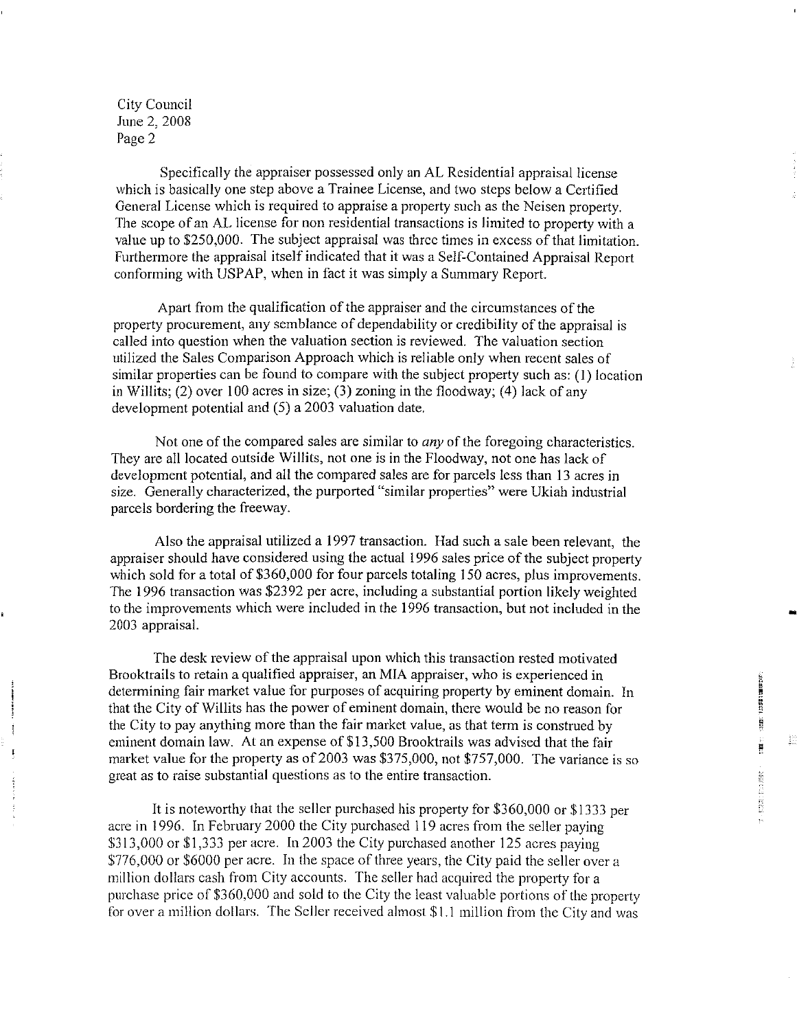City Council
June 2, 2008
Page 2

Specifically the appraiser possessed only an AL Residential appraisal license which is basically one step above a Trainee License, and two steps below a Certified General License which is required to appraise a property such as the Neisen property. The scope of an AL license for non residential transactions is limited to property with a value up to $250,000. The subject appraisal was three times in excess of that limitation. Furthermore the appraisal itself indicated that it was a Self-Contained Appraisal Report conforming with USPAP, when in fact it was simply a Summary Report.

Apart from the qualification of the appraiser and the circumstances of the property procurement, any semblance of dependability or credibility of the appraisal is called into question when the valuation section is reviewed. The valuation section utilized the Sales Comparison Approach which is reliable only when recent sales of similar properties can be found to compare with the subject property such as: (1) location in Willits; (2) over 100 acres in size; (3) zoning in the floodway; (4) lack of any development potential and (5) a 2003 valuation date.

Not one of the compared sales are similar to *any* of the foregoing characteristics. They are all located outside Willits, not one is in the Floodway, not one has lack of development potential, and all the compared sales are for parcels less than 13 acres in size. Generally characterized, the purported "similar properties" were Ukiah industrial parcels bordering the freeway.

Also the appraisal utilized a 1997 transaction. Had such a sale been relevant, the appraiser should have considered using the actual 1996 sales price of the subject property which sold for a total of $360,000 for four parcels totaling 150 acres, plus improvements. The 1996 transaction was $2392 per acre, including a substantial portion likely weighted to the improvements which were included in the 1996 transaction, but not included in the 2003 appraisal.

The desk review of the appraisal upon which this transaction rested motivated Brooktrails to retain a qualified appraiser, an MIA appraiser, who is experienced in determining fair market value for purposes of acquiring property by eminent domain. In that the City of Willits has the power of eminent domain, there would be no reason for the City to pay anything more than the fair market value, as that term is construed by eminent domain law. At an expense of $13,500 Brooktrails was advised that the fair market value for the property as of 2003 was $375,000, not $757,000. The variance is so great as to raise substantial questions as to the entire transaction.

It is noteworthy that the seller purchased his property for $360,000 or $1333 per acre in 1996. In February 2000 the City purchased 119 acres from the seller paying $313,000 or $1,333 per acre. In 2003 the City purchased another 125 acres paying $776,000 or $6000 per acre. In the space of three years, the City paid the seller over a million dollars cash from City accounts. The seller had acquired the property for a purchase price of $360,000 and sold to the City the least valuable portions of the property for over a million dollars. The Seller received almost $1.1 million from the City and was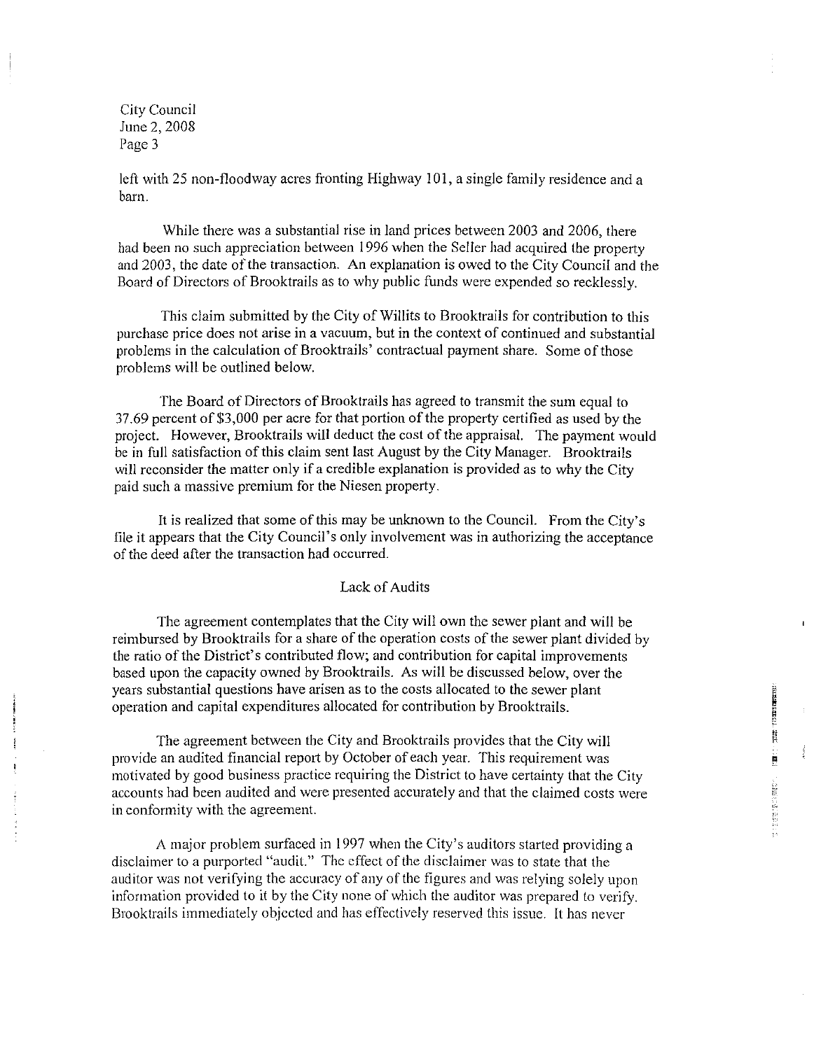left with 25 non-floodway acres fronting Highway 101, a single family residence and a barn.

While there was a substantial rise in land prices between 2003 and 2006, there had been no such appreciation between 1996 when the Seller had acquired the property and 2003, the date of the transaction. An explanation is owed to the City Council and the Board of Directors of Brooktrails as to why public funds were expended so recklessly.

This claim submitted by the City of Willits to Brooktrails for contribution to this purchase price does not arise in a vacuum, but in the context of continued and substantial problems in the calculation of Brooktrails' contractual payment share. Some of those problems will be outlined below.

The Board of Directors of Brooktrails has agreed to transmit the sum equal to 37.69 percent of $3,000 per acre for that portion of the property certified as used by the project. However, Brooktrails will deduct the cost of the appraisal. The payment would be in full satisfaction of this claim sent last August by the City Manager. Brooktrails will reconsider the matter only if a credible explanation is provided as to why the City paid such a massive premium for the Niesen property.

It is realized that some of this may be unknown to the Council. From the City's file it appears that the City Council's only involvement was in authorizing the acceptance of the deed after the transaction had occurred.

## Lack of Audits

The agreement contemplates that the City will own the sewer plant and will be reimbursed by Brooktrails for a share of the operation costs of the sewer plant divided by the ratio of the District's contributed flow; and contribution for capital improvements based upon the capacity owned by Brooktrails. As will be discussed below, over the years substantial questions have arisen as to the costs allocated to the sewer plant operation and capital expenditures allocated for contribution by Brooktrails.

The agreement between the City and Brooktrails provides that the City will provide an audited financial report by October of each year. This requirement was motivated by good business practice requiring the District to have certainty that the City accounts had been audited and were presented accurately and that the claimed costs were in conformity with the agreement.

A major problem surfaced in 1997 when the City's auditors started providing a disclaimer to a purported "audit." The effect of the disclaimer was to state that the auditor was not verifying the accuracy of any of the figures and was relying solely upon information provided to it by the City none of which the auditor was prepared to verify. Brooktrails immediately objected and has effectively reserved this issue. It has never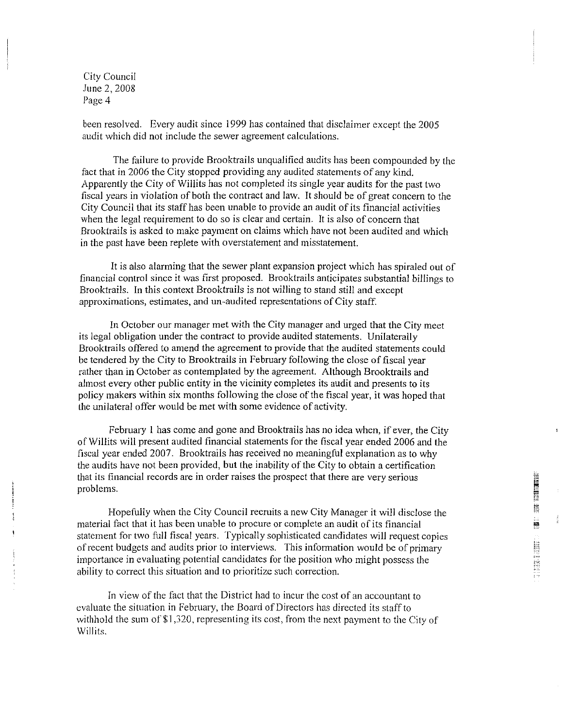been resolved. Every audit since 1999 has contained that disclaimer except the 2005 audit which did not include the sewer agreement calculations.

The failure to provide Brooktrails unqualified audits has been compounded by the fact that in 2006 the City stopped providing any audited statements of any kind. Apparently the City of Willits has not completed its single year audits for the past two fiscal years in violation of both the contract and law. It should be of great concern to the City Council that its staff has been unable to provide an audit of its financial activities when the legal requirement to do so is clear and certain. It is also of concern that Brooktrails is asked to make payment on claims which have not been audited and which in the past have been replete with overstatement and misstatement.

It is also alarming that the sewer plant expansion project which has spiraled out of financial control since it was first proposed. Brooktrails anticipates substantial billings to Brooktrails. In this context Brooktrails is not willing to stand still and except approximations, estimates, and un-audited representations of City staff.

In October our manager met with the City manager and urged that the City meet its legal obligation under the contract to provide audited statements. Unilaterally Brooktrails offered to amend the agreement to provide that the audited statements could be tendered by the City to Brooktrails in February following the close of fiscal year rather than in October as contemplated by the agreement. Although Brooktrails and almost every other public entity in the vicinity completes its audit and presents to its policy makers within six months following the close of the fiscal year, it was hoped that the unilateral offer would be met with some evidence of activity.

February 1 has come and gone and Brooktrails has no idea when, if ever, the City of Willits will present audited financial statements for the fiscal year ended 2006 and the fiscal year ended 2007. Brooktrails has received no meaningful explanation as to why the audits have not been provided, but the inability of the City to obtain a certification that its financial records are in order raises the prospect that there are very serious problems.

Hopefully when the City Council recruits a new City Manager it will disclose the material fact that it has been unable to procure or complete an audit of its financial statement for two full fiscal years. Typically sophisticated candidates will request copies of recent budgets and audits prior to interviews. This information would be of primary importance in evaluating potential candidates for the position who might possess the ability to correct this situation and to prioritize such correction.

In view of the fact that the District had to incur the cost of an accountant to evaluate the situation in February, the Board of Directors has directed its staff to withhold the sum of $1,320, representing its cost, from the next payment to the City of Willits.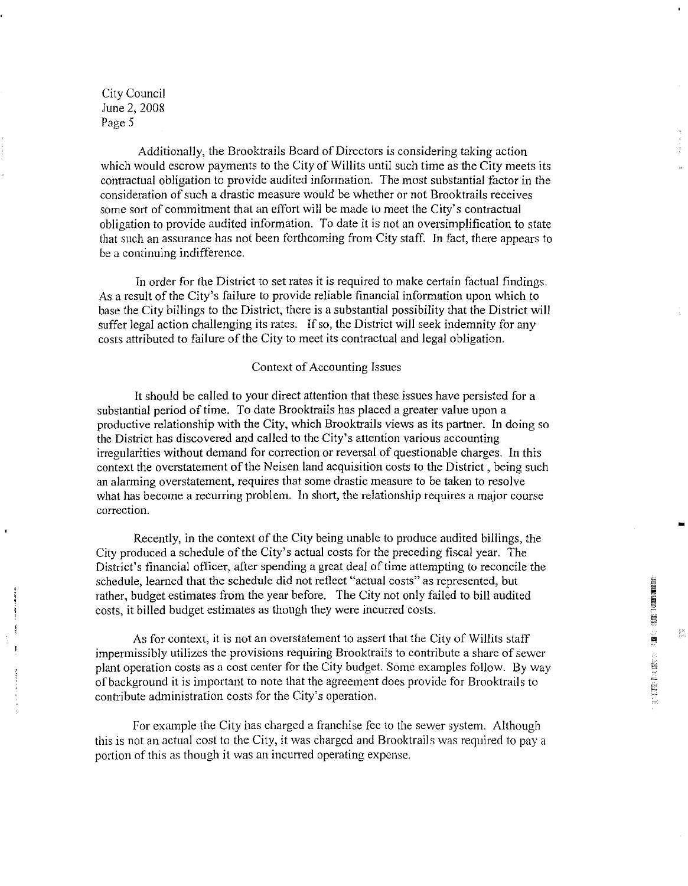Additionally, the Brooktrails Board of Directors is considering taking action which would escrow payments to the City of Willits until such time as the City meets its contractual obligation to provide audited information. The most substantial factor in the consideration of such a drastic measure would be whether or not Brooktrails receives some sort of commitment that an effort will be made to meet the City's contractual obligation to provide audited information. To date it is not an oversimplification to state that such an assurance has not been forthcoming from City staff. In fact, there appears to be a continuing indifference.

In order for the District to set rates it is required to make certain factual findings. As a result of the City's failure to provide reliable financial information upon which to base the City billings to the District, there is a substantial possibility that the District will suffer legal action challenging its rates. If so, the District will seek indemnity for any costs attributed to failure of the City to meet its contractual and legal obligation.

## Context of Accounting Issues

It should be called to your direct attention that these issues have persisted for a substantial period of time. To date Brooktrails has placed a greater value upon a productive relationship with the City, which Brooktrails views as its partner. In doing so the District has discovered and called to the City's attention various accounting irregularities without demand for correction or reversal of questionable charges. In this context the overstatement of the Neisen land acquisition costs to the District , being such an alarming overstatement, requires that some drastic measure to be taken to resolve what has become a recurring problem. In short, the relationship requires a major course correction.

Recently, in the context of the City being unable to produce audited billings, the City produced a schedule of the City's actual costs for the preceding fiscal year. The District's financial officer, after spending a great deal of time attempting to reconcile the schedule, learned that the schedule did not reflect "actual costs" as represented, but rather, budget estimates from the year before. The City not only failed to bill audited costs, it billed budget estimates as though they were incurred costs.

As for context, it is not an overstatement to assert that the City of Willits staff impermissibly utilizes the provisions requiring Brooktrails to contribute a share of sewer plant operation costs as a cost center for the City budget. Some examples follow. By way of background it is important to note that the agreement does provide for Brooktrails to contribute administration costs for the City's operation.

For example the City has charged a franchise fee to the sewer system. Although this is not an actual cost to the City, it was charged and Brooktrails was required to pay a portion of this as though it was an incurred operating expense.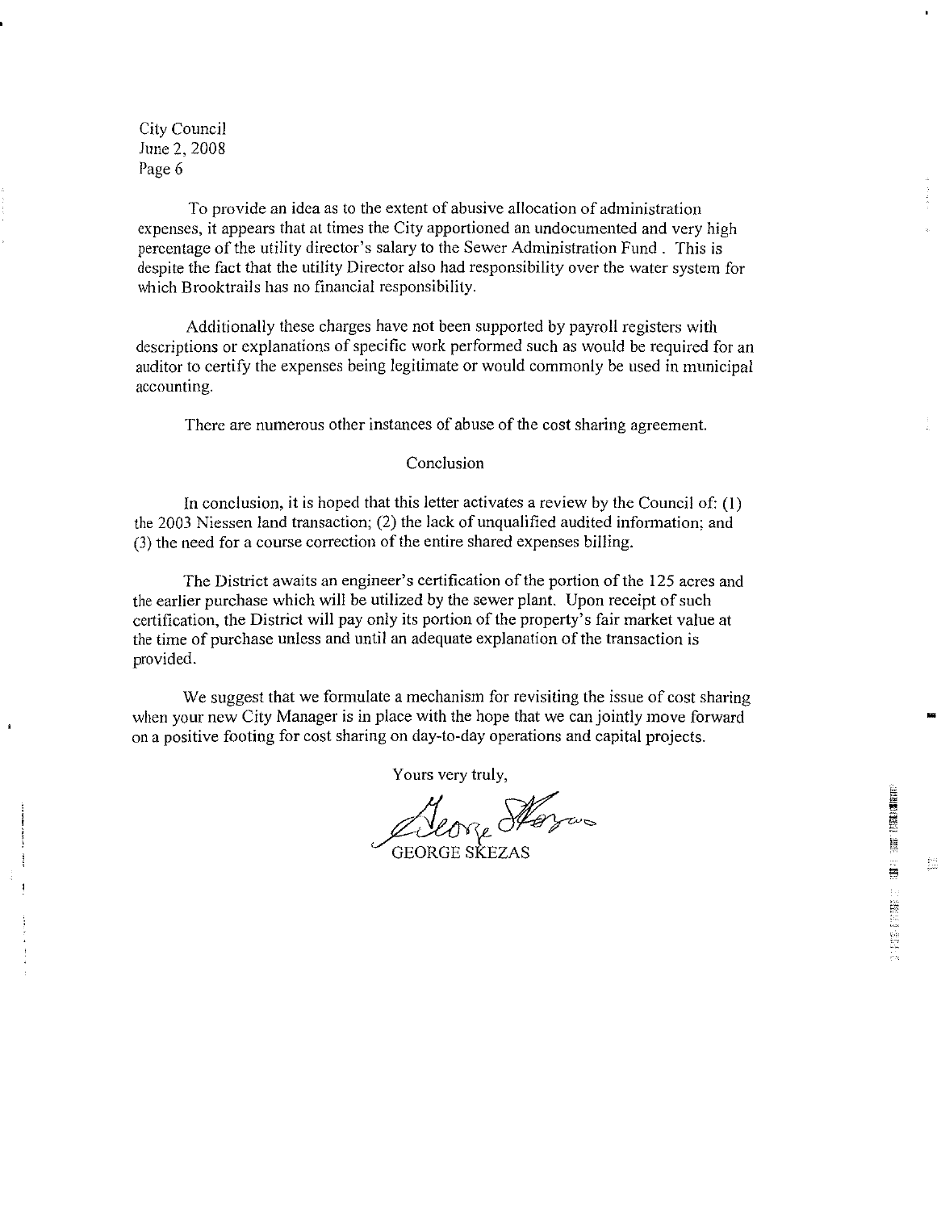City Council
June 2, 2008

To provide an idea as to the extent of abusive allocation of administration expenses, it appears that at times the City apportioned an undocumented and very high percentage of the utility director's salary to the Sewer Administration Fund . This is despite the fact that the utility Director also had responsibility over the water system for which Brooktrails has no financial responsibility.

Additionally these charges have not been supported by payroll registers with descriptions or explanations of specific work performed such as would be required for an auditor to certify the expenses being legitimate or would commonly be used in municipal accounting.

There are numerous other instances of abuse of the cost sharing agreement.

## Conclusion

In conclusion, it is hoped that this letter activates a review by the Council of: (1) the 2003 Niessen land transaction; (2) the lack of unqualified audited information; and (3) the need for a course correction of the entire shared expenses billing.

The District awaits an engineer's certification of the portion of the 125 acres and the earlier purchase which will be utilized by the sewer plant. Upon receipt of such certification, the District will pay only its portion of the property's fair market value at the time of purchase unless and until an adequate explanation of the transaction is provided.

We suggest that we formulate a mechanism for revisiting the issue of cost sharing when your new City Manager is in place with the hope that we can jointly move forward on a positive footing for cost sharing on day-to-day operations and capital projects.

Yours very truly,

GEORGE SKEZAS